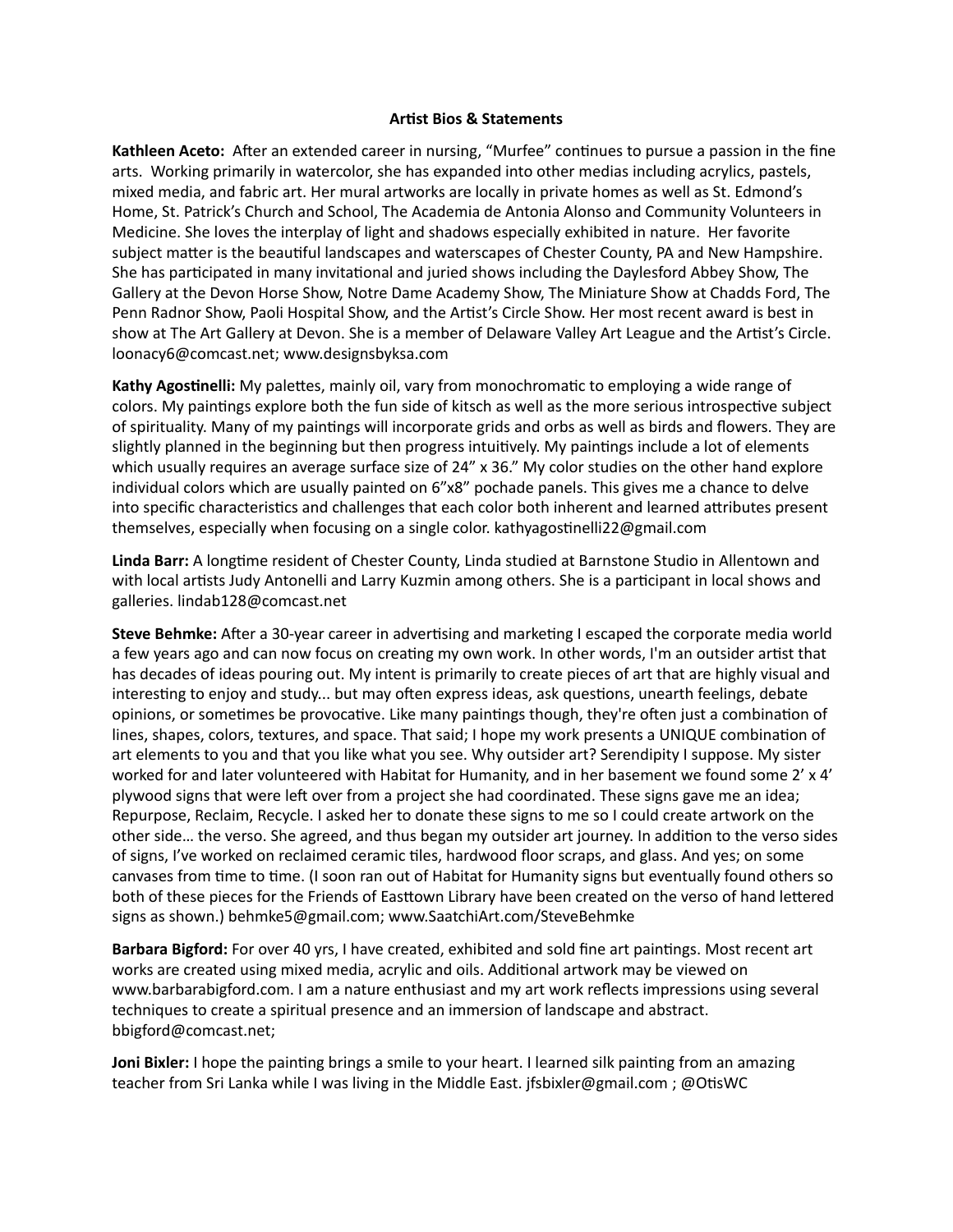**Artist Bios & Statements**

**Kathleen Aceto:** After an extended career in nursing, "Murfee" continues to pursue a passion in the fine arts. Working primarily in watercolor, she has expanded into other medias including acrylics, pastels, mixed media, and fabric art. Her mural artworks are locally in private homes as well as St. Edmond's Home, St. Patrick's Church and School, The Academia de Antonia Alonso and Community Volunteers in Medicine. She loves the interplay of light and shadows especially exhibited in nature. Her favorite subject matter is the beautiful landscapes and waterscapes of Chester County, PA and New Hampshire. She has participated in many invitational and juried shows including the Daylesford Abbey Show, The Gallery at the Devon Horse Show, Notre Dame Academy Show, The Miniature Show at Chadds Ford, The Penn Radnor Show, Paoli Hospital Show, and the Artist's Circle Show. Her most recent award is best in show at The Art Gallery at Devon. She is a member of Delaware Valley Art League and the Artist's Circle. loonacy6@comcast.net; www.designsbyksa.com

**Kathy Agostinelli:** My palettes, mainly oil, vary from monochromatic to employing a wide range of colors. My paintings explore both the fun side of kitsch as well as the more serious introspective subject of spirituality. Many of my paintings will incorporate grids and orbs as well as birds and flowers. They are slightly planned in the beginning but then progress intuitively. My paintings include a lot of elements which usually requires an average surface size of 24" x 36." My color studies on the other hand explore individual colors which are usually painted on 6"x8" pochade panels. This gives me a chance to delve into specific characteristics and challenges that each color both inherent and learned attributes present themselves, especially when focusing on a single color. kathyagostinelli22@gmail.com

**Linda Barr:** A longtime resident of Chester County, Linda studied at Barnstone Studio in Allentown and with local artists Judy Antonelli and Larry Kuzmin among others. She is a participant in local shows and galleries. lindab128@comcast.net

**Steve Behmke:** After a 30-year career in advertising and marketing I escaped the corporate media world a few years ago and can now focus on creating my own work. In other words, I'm an outsider artist that has decades of ideas pouring out. My intent is primarily to create pieces of art that are highly visual and interesting to enjoy and study... but may often express ideas, ask questions, unearth feelings, debate opinions, or sometimes be provocative. Like many paintings though, they're often just a combination of lines, shapes, colors, textures, and space. That said; I hope my work presents a UNIQUE combination of art elements to you and that you like what you see. Why outsider art? Serendipity I suppose. My sister worked for and later volunteered with Habitat for Humanity, and in her basement we found some 2' x 4' plywood signs that were left over from a project she had coordinated. These signs gave me an idea; Repurpose, Reclaim, Recycle. I asked her to donate these signs to me so I could create artwork on the other side… the verso. She agreed, and thus began my outsider art journey. In addition to the verso sides of signs, I've worked on reclaimed ceramic tiles, hardwood floor scraps, and glass. And yes; on some canvases from time to time. (I soon ran out of Habitat for Humanity signs but eventually found others so both of these pieces for the Friends of Easttown Library have been created on the verso of hand lettered signs as shown.) behmke5@gmail.com; www.SaatchiArt.com/SteveBehmke

**Barbara Bigford:** For over 40 yrs, I have created, exhibited and sold fine art paintings. Most recent art works are created using mixed media, acrylic and oils. Additional artwork may be viewed on www.barbarabigford.com. I am a nature enthusiast and my art work reflects impressions using several techniques to create a spiritual presence and an immersion of landscape and abstract. bbigford@comcast.net;

**Joni Bixler:** I hope the painting brings a smile to your heart. I learned silk painting from an amazing teacher from Sri Lanka while I was living in the Middle East. jfsbixler@gmail.com ; @OtisWC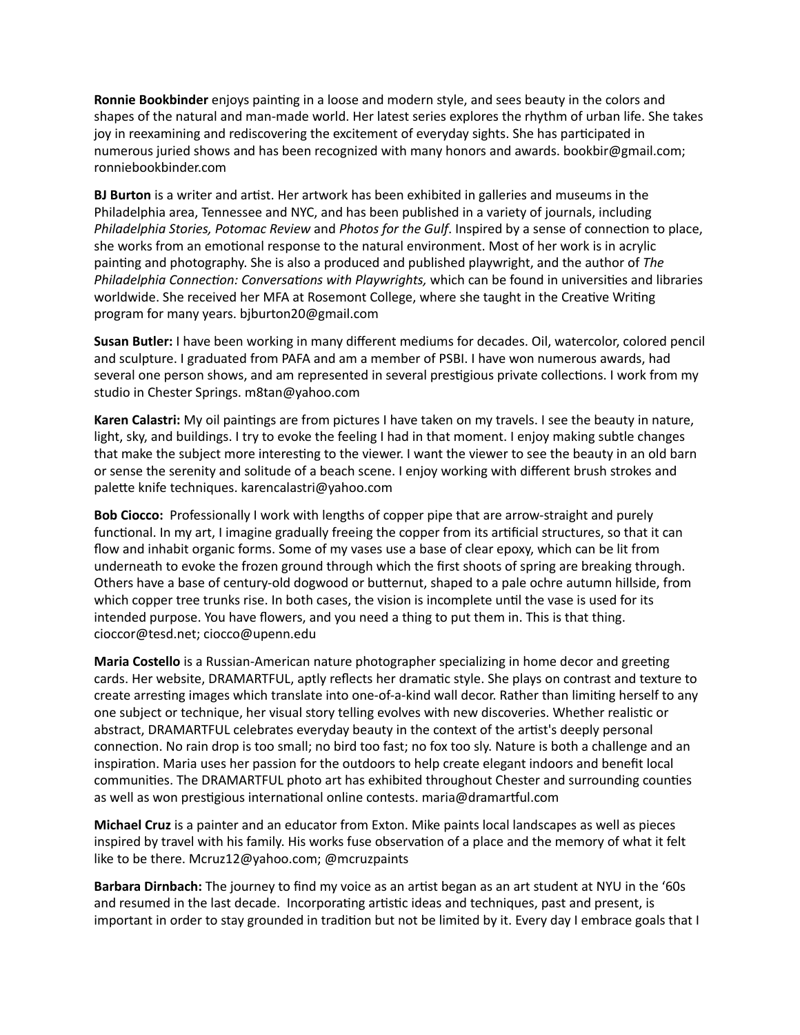**Ronnie Bookbinder** enjoys painting in a loose and modern style, and sees beauty in the colors and shapes of the natural and man-made world. Her latest series explores the rhythm of urban life. She takes joy in reexamining and rediscovering the excitement of everyday sights. She has participated in numerous juried shows and has been recognized with many honors and awards. bookbir@gmail.com; ronniebookbinder.com

**BJ Burton** is a writer and artist. Her artwork has been exhibited in galleries and museums in the Philadelphia area, Tennessee and NYC, and has been published in a variety of journals, including *Philadelphia Stories, Potomac Review* and *Photos for the Gulf*. Inspired by a sense of connection to place, she works from an emotional response to the natural environment. Most of her work is in acrylic painting and photography. She is also a produced and published playwright, and the author of *The Philadelphia Connection: Conversations with Playwrights,* which can be found in universities and libraries worldwide. She received her MFA at Rosemont College, where she taught in the Creative Writing program for many years. bjburton20@gmail.com

**Susan Butler:** I have been working in many different mediums for decades. Oil, watercolor, colored pencil and sculpture. I graduated from PAFA and am a member of PSBI. I have won numerous awards, had several one person shows, and am represented in several prestigious private collections. I work from my studio in Chester Springs. m8tan@yahoo.com

**Karen Calastri:** My oil paintings are from pictures I have taken on my travels. I see the beauty in nature, light, sky, and buildings. I try to evoke the feeling I had in that moment. I enjoy making subtle changes that make the subject more interesting to the viewer. I want the viewer to see the beauty in an old barn or sense the serenity and solitude of a beach scene. I enjoy working with different brush strokes and palette knife techniques. karencalastri@yahoo.com

**Bob Ciocco:** Professionally I work with lengths of copper pipe that are arrow-straight and purely functional. In my art, I imagine gradually freeing the copper from its artificial structures, so that it can flow and inhabit organic forms. Some of my vases use a base of clear epoxy, which can be lit from underneath to evoke the frozen ground through which the first shoots of spring are breaking through. Others have a base of century-old dogwood or butternut, shaped to a pale ochre autumn hillside, from which copper tree trunks rise. In both cases, the vision is incomplete until the vase is used for its intended purpose. You have flowers, and you need a thing to put them in. This is that thing. cioccor@tesd.net; ciocco@upenn.edu

**Maria Costello** is a Russian-American nature photographer specializing in home decor and greeting cards. Her website, DRAMARTFUL, aptly reflects her dramatic style. She plays on contrast and texture to create arresting images which translate into one-of-a-kind wall decor. Rather than limiting herself to any one subject or technique, her visual story telling evolves with new discoveries. Whether realistic or abstract, DRAMARTFUL celebrates everyday beauty in the context of the artist's deeply personal connection. No rain drop is too small; no bird too fast; no fox too sly. Nature is both a challenge and an inspiration. Maria uses her passion for the outdoors to help create elegant indoors and benefit local communities. The DRAMARTFUL photo art has exhibited throughout Chester and surrounding counties as well as won prestigious international online contests. maria@dramartful.com

**Michael Cruz** is a painter and an educator from Exton. Mike paints local landscapes as well as pieces inspired by travel with his family. His works fuse observation of a place and the memory of what it felt like to be there. Mcruz12@yahoo.com; @mcruzpaints

**Barbara Dirnbach:** The journey to find my voice as an artist began as an art student at NYU in the '60s and resumed in the last decade. Incorporating artistic ideas and techniques, past and present, is important in order to stay grounded in tradition but not be limited by it. Every day I embrace goals that I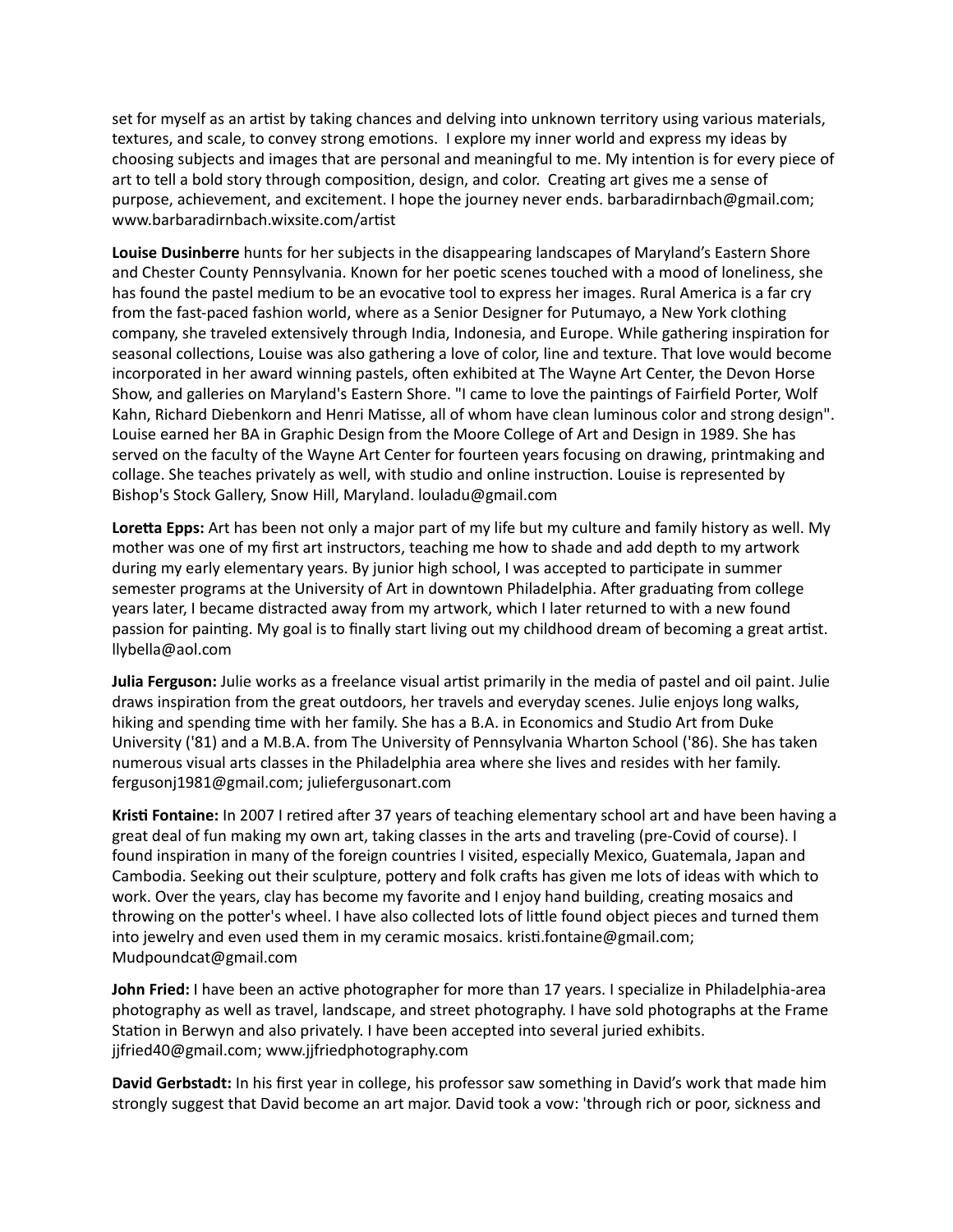set for myself as an artist by taking chances and delving into unknown territory using various materials, textures, and scale, to convey strong emotions. I explore my inner world and express my ideas by choosing subjects and images that are personal and meaningful to me. My intention is for every piece of art to tell a bold story through composition, design, and color. Creating art gives me a sense of purpose, achievement, and excitement. I hope the journey never ends. barbaradirnbach@gmail.com; www.barbaradirnbach.wixsite.com/artist

**Louise Dusinberre** hunts for her subjects in the disappearing landscapes of Maryland's Eastern Shore and Chester County Pennsylvania. Known for her poetic scenes touched with a mood of loneliness, she has found the pastel medium to be an evocative tool to express her images. Rural America is a far cry from the fast-paced fashion world, where as a Senior Designer for Putumayo, a New York clothing company, she traveled extensively through India, Indonesia, and Europe. While gathering inspiration for seasonal collections, Louise was also gathering a love of color, line and texture. That love would become incorporated in her award winning pastels, often exhibited at The Wayne Art Center, the Devon Horse Show, and galleries on Maryland's Eastern Shore. "I came to love the paintings of Fairfield Porter, Wolf Kahn, Richard Diebenkorn and Henri Matisse, all of whom have clean luminous color and strong design". Louise earned her BA in Graphic Design from the Moore College of Art and Design in 1989. She has served on the faculty of the Wayne Art Center for fourteen years focusing on drawing, printmaking and collage. She teaches privately as well, with studio and online instruction. Louise is represented by Bishop's Stock Gallery, Snow Hill, Maryland. louladu@gmail.com

**Loretta Epps:** Art has been not only a major part of my life but my culture and family history as well. My mother was one of my first art instructors, teaching me how to shade and add depth to my artwork during my early elementary years. By junior high school, I was accepted to participate in summer semester programs at the University of Art in downtown Philadelphia. After graduating from college years later, I became distracted away from my artwork, which I later returned to with a new found passion for painting. My goal is to finally start living out my childhood dream of becoming a great artist. llybella@aol.com

**Julia Ferguson:** Julie works as a freelance visual artist primarily in the media of pastel and oil paint. Julie draws inspiration from the great outdoors, her travels and everyday scenes. Julie enjoys long walks, hiking and spending time with her family. She has a B.A. in Economics and Studio Art from Duke University ('81) and a M.B.A. from The University of Pennsylvania Wharton School ('86). She has taken numerous visual arts classes in the Philadelphia area where she lives and resides with her family. fergusonj1981@gmail.com; julieferguson­art.com

**Kristi Fontaine:** In 2007 I retired after 37 years of teaching elementary school art and have been having a great deal of fun making my own art, taking classes in the arts and traveling (pre-Covid of course). I found inspiration in many of the foreign countries I visited, especially Mexico, Guatemala, Japan and Cambodia. Seeking out their sculpture, pottery and folk crafts has given me lots of ideas with which to work. Over the years, clay has become my favorite and I enjoy hand building, creating mosaics and throwing on the potter's wheel. I have also collected lots of little found object pieces and turned them into jewelry and even used them in my ceramic mosaics. kristi.fontaine@gmail.com; Mudpoundcat@gmail.com

**John Fried:** I have been an active photographer for more than 17 years. I specialize in Philadelphia-area photography as well as travel, landscape, and street photography. I have sold photographs at the Frame Station in Berwyn and also privately. I have been accepted into several juried exhibits. jjfried40@gmail.com; www.jjfriedphotography.com

**David Gerbstadt:** In his first year in college, his professor saw something in David's work that made him strongly suggest that David become an art major. David took a vow: 'through rich or poor, sickness and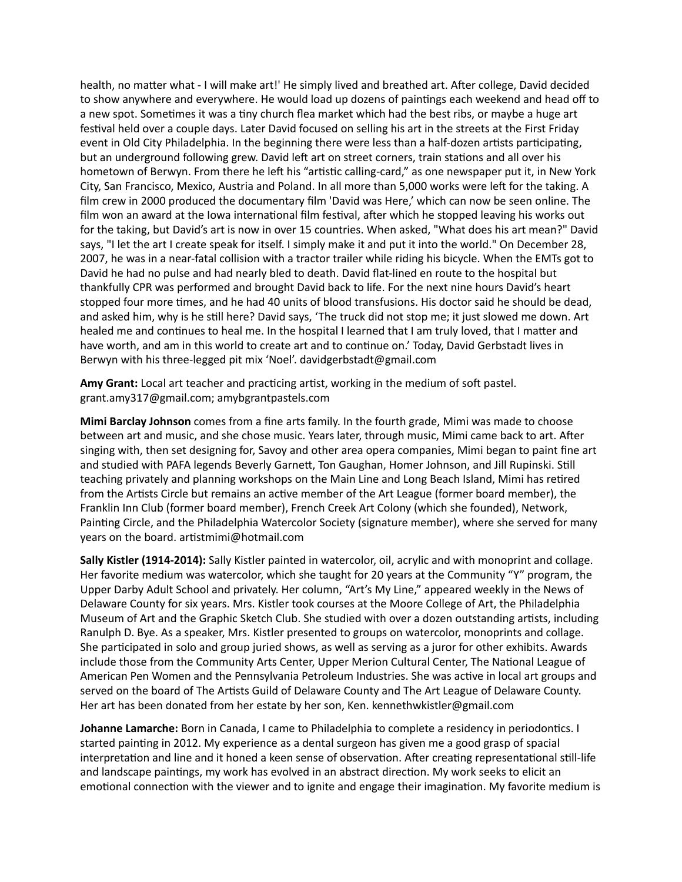health, no matter what - I will make art!' He simply lived and breathed art. After college, David decided to show anywhere and everywhere. He would load up dozens of paintings each weekend and head off to a new spot. Sometimes it was a tiny church flea market which had the best ribs, or maybe a huge art festival held over a couple days. Later David focused on selling his art in the streets at the First Friday event in Old City Philadelphia. In the beginning there were less than a half-dozen artists participating, but an underground following grew. David left art on street corners, train stations and all over his hometown of Berwyn. From there he left his "artistic calling-card," as one newspaper put it, in New York City, San Francisco, Mexico, Austria and Poland. In all more than 5,000 works were left for the taking. A film crew in 2000 produced the documentary film 'David was Here,' which can now be seen online. The film won an award at the Iowa international film festival, after which he stopped leaving his works out for the taking, but David's art is now in over 15 countries. When asked, "What does his art mean?" David says, "I let the art I create speak for itself. I simply make it and put it into the world." On December 28, 2007, he was in a near-fatal collision with a tractor trailer while riding his bicycle. When the EMTs got to David he had no pulse and had nearly bled to death. David flat-lined en route to the hospital but thankfully CPR was performed and brought David back to life. For the next nine hours David's heart stopped four more times, and he had 40 units of blood transfusions. His doctor said he should be dead, and asked him, why is he still here? David says, 'The truck did not stop me; it just slowed me down. Art healed me and continues to heal me. In the hospital I learned that I am truly loved, that I matter and have worth, and am in this world to create art and to continue on.' Today, David Gerbstadt lives in Berwyn with his three-legged pit mix 'Noel'. davidgerbstadt@gmail.com

**Amy Grant:** Local art teacher and practicing artist, working in the medium of soft pastel. grant.amy317@gmail.com; amybgrantpastels.com

**Mimi Barclay Johnson** comes from a fine arts family. In the fourth grade, Mimi was made to choose between art and music, and she chose music. Years later, through music, Mimi came back to art. After singing with, then set designing for, Savoy and other area opera companies, Mimi began to paint fine art and studied with PAFA legends Beverly Garnett, Ton Gaughan, Homer Johnson, and Jill Rupinski. Still teaching privately and planning workshops on the Main Line and Long Beach Island, Mimi has retired from the Artists Circle but remains an active member of the Art League (former board member), the Franklin Inn Club (former board member), French Creek Art Colony (which she founded), Network, Painting Circle, and the Philadelphia Watercolor Society (signature member), where she served for many years on the board. artistmimi@hotmail.com

**Sally Kistler (1914-2014):** Sally Kistler painted in watercolor, oil, acrylic and with monoprint and collage. Her favorite medium was watercolor, which she taught for 20 years at the Community "Y" program, the Upper Darby Adult School and privately. Her column, "Art's My Line," appeared weekly in the News of Delaware County for six years. Mrs. Kistler took courses at the Moore College of Art, the Philadelphia Museum of Art and the Graphic Sketch Club. She studied with over a dozen outstanding artists, including Ranulph D. Bye. As a speaker, Mrs. Kistler presented to groups on watercolor, monoprints and collage. She participated in solo and group juried shows, as well as serving as a juror for other exhibits. Awards include those from the Community Arts Center, Upper Merion Cultural Center, The National League of American Pen Women and the Pennsylvania Petroleum Industries. She was active in local art groups and served on the board of The Artists Guild of Delaware County and The Art League of Delaware County. Her art has been donated from her estate by her son, Ken. kennethwkistler@gmail.com

**Johanne Lamarche:** Born in Canada, I came to Philadelphia to complete a residency in periodontics. I started painting in 2012. My experience as a dental surgeon has given me a good grasp of spacial interpretation and line and it honed a keen sense of observation. After creating representational still-life and landscape paintings, my work has evolved in an abstract direction. My work seeks to elicit an emotional connection with the viewer and to ignite and engage their imagination. My favorite medium is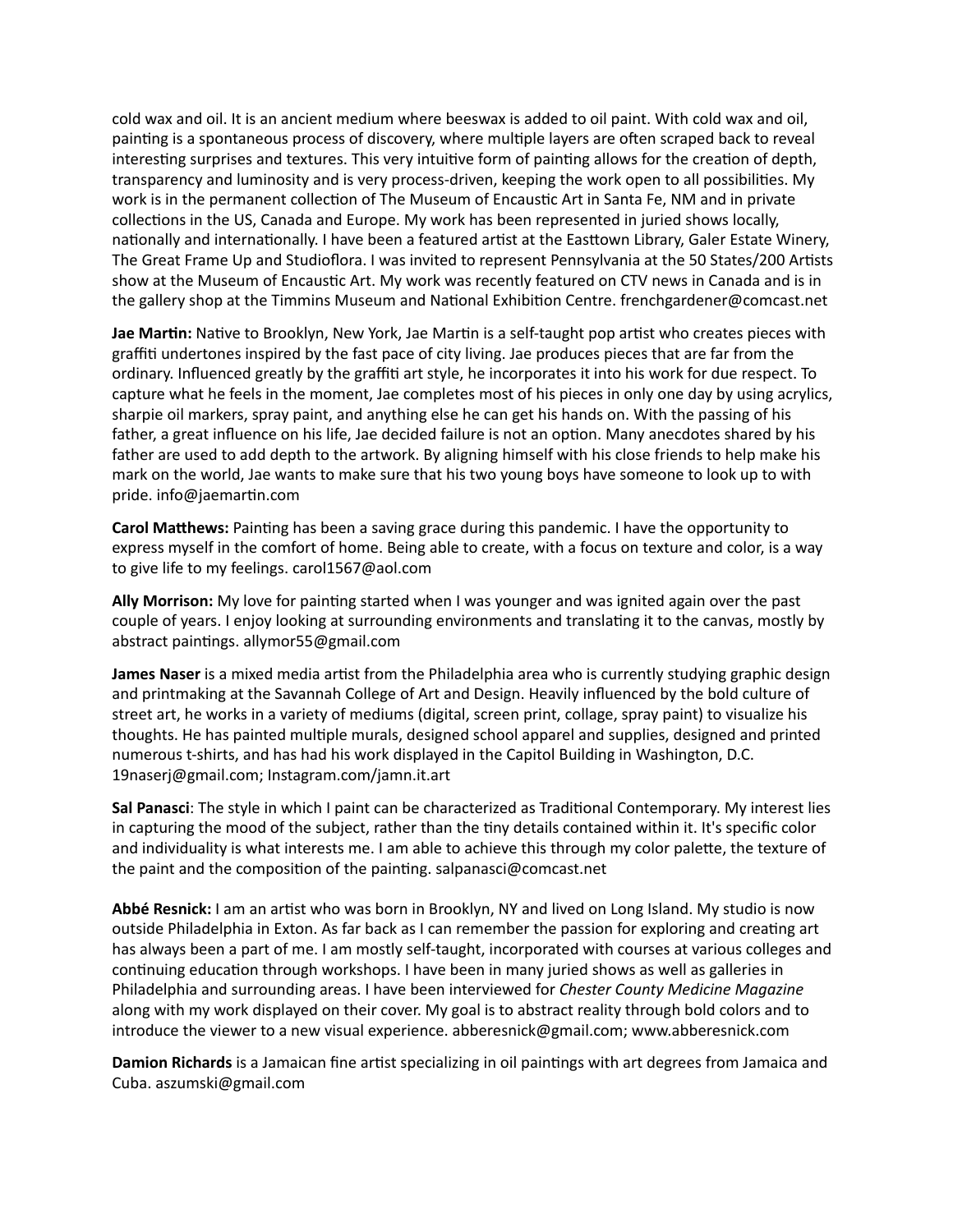cold wax and oil. It is an ancient medium where beeswax is added to oil paint. With cold wax and oil, painting is a spontaneous process of discovery, where multiple layers are often scraped back to reveal interesting surprises and textures. This very intuitive form of painting allows for the creation of depth, transparency and luminosity and is very process-driven, keeping the work open to all possibilities. My work is in the permanent collection of The Museum of Encaustic Art in Santa Fe, NM and in private collections in the US, Canada and Europe. My work has been represented in juried shows locally, nationally and internationally. I have been a featured artist at the Easttown Library, Galer Estate Winery, The Great Frame Up and Studioflora. I was invited to represent Pennsylvania at the 50 States/200 Artists show at the Museum of Encaustic Art. My work was recently featured on CTV news in Canada and is in the gallery shop at the Timmins Museum and National Exhibition Centre. frenchgardener@comcast.net

**Jae Martin:** Native to Brooklyn, New York, Jae Martin is a self-taught pop artist who creates pieces with graffiti undertones inspired by the fast pace of city living. Jae produces pieces that are far from the ordinary. Influenced greatly by the graffiti art style, he incorporates it into his work for due respect. To capture what he feels in the moment, Jae completes most of his pieces in only one day by using acrylics, sharpie oil markers, spray paint, and anything else he can get his hands on. With the passing of his father, a great influence on his life, Jae decided failure is not an option. Many anecdotes shared by his father are used to add depth to the artwork. By aligning himself with his close friends to help make his mark on the world, Jae wants to make sure that his two young boys have someone to look up to with pride. info@jaemartin.com

**Carol Matthews:** Painting has been a saving grace during this pandemic. I have the opportunity to express myself in the comfort of home. Being able to create, with a focus on texture and color, is a way to give life to my feelings. carol1567@aol.com

**Ally Morrison:** My love for painting started when I was younger and was ignited again over the past couple of years. I enjoy looking at surrounding environments and translating it to the canvas, mostly by abstract paintings. allymor55@gmail.com

**James Naser** is a mixed media artist from the Philadelphia area who is currently studying graphic design and printmaking at the Savannah College of Art and Design. Heavily influenced by the bold culture of street art, he works in a variety of mediums (digital, screen print, collage, spray paint) to visualize his thoughts. He has painted multiple murals, designed school apparel and supplies, designed and printed numerous t-shirts, and has had his work displayed in the Capitol Building in Washington, D.C. 19naserj@gmail.com; Instagram.com/jamn.it.art

**Sal Panasci**: The style in which I paint can be characterized as Traditional Contemporary. My interest lies in capturing the mood of the subject, rather than the tiny details contained within it. It's specific color and individuality is what interests me. I am able to achieve this through my color palette, the texture of the paint and the composition of the painting. salpanasci@comcast.net

**Abbé Resnick:** I am an artist who was born in Brooklyn, NY and lived on Long Island. My studio is now outside Philadelphia in Exton. As far back as I can remember the passion for exploring and creating art has always been a part of me. I am mostly self-taught, incorporated with courses at various colleges and continuing education through workshops. I have been in many juried shows as well as galleries in Philadelphia and surrounding areas. I have been interviewed for *Chester County Medicine Magazine* along with my work displayed on their cover. My goal is to abstract reality through bold colors and to introduce the viewer to a new visual experience. abberesnick@gmail.com; www.abberesnick.com

**Damion Richards** is a Jamaican fine artist specializing in oil paintings with art degrees from Jamaica and Cuba. aszumski@gmail.com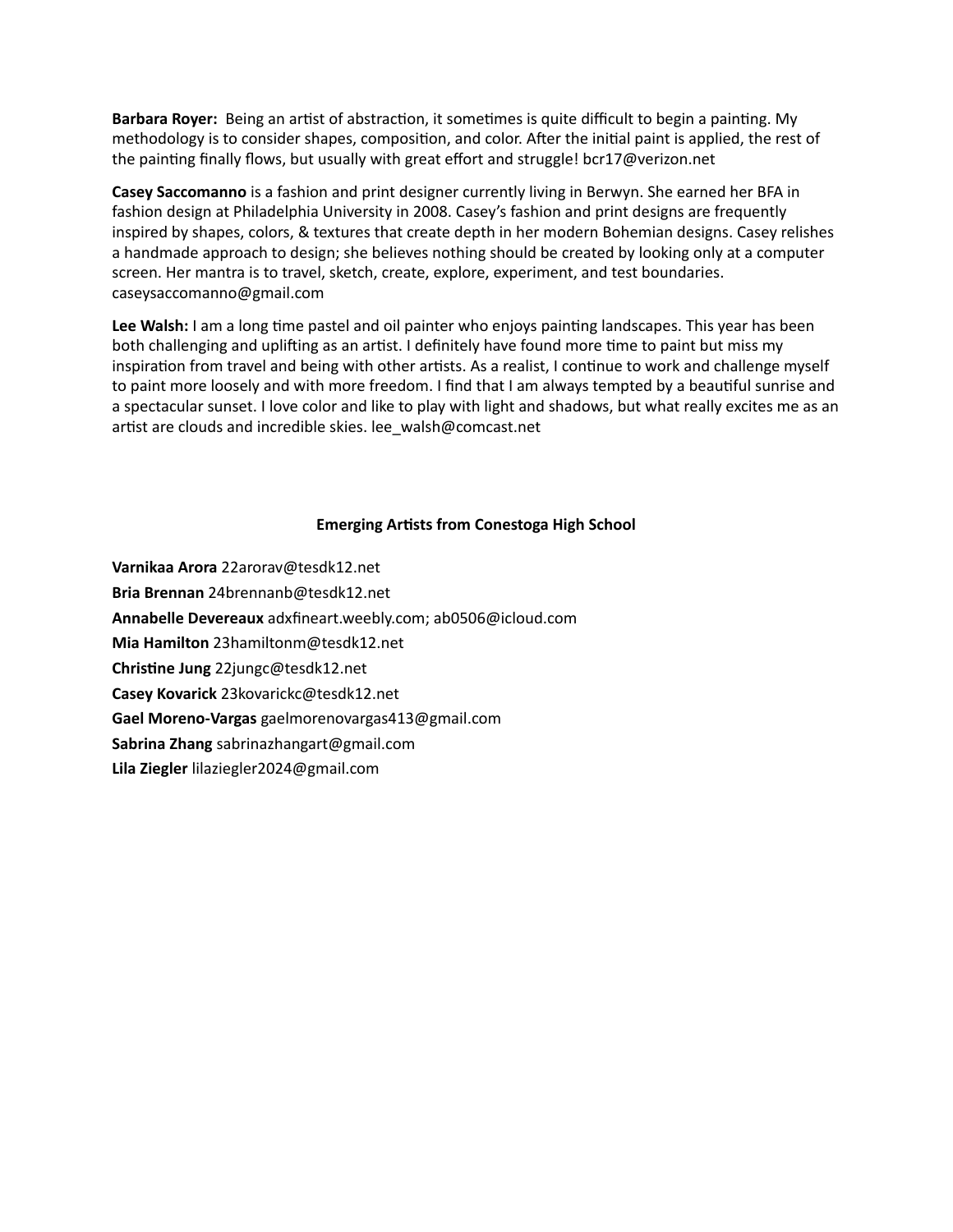**Barbara Royer:** Being an artist of abstraction, it sometimes is quite difficult to begin a painting. My methodology is to consider shapes, composition, and color. After the initial paint is applied, the rest of the painting finally flows, but usually with great effort and struggle! bcr17@verizon.net

**Casey Saccomanno** is a fashion and print designer currently living in Berwyn. She earned her BFA in fashion design at Philadelphia University in 2008. Casey's fashion and print designs are frequently inspired by shapes, colors, & textures that create depth in her modern Bohemian designs. Casey relishes a handmade approach to design; she believes nothing should be created by looking only at a computer screen. Her mantra is to travel, sketch, create, explore, experiment, and test boundaries. caseysaccomanno@gmail.com

**Lee Walsh:** I am a long time pastel and oil painter who enjoys painting landscapes. This year has been both challenging and uplifting as an artist. I definitely have found more time to paint but miss my inspiration from travel and being with other artists. As a realist, I continue to work and challenge myself to paint more loosely and with more freedom. I find that I am always tempted by a beautiful sunrise and a spectacular sunset. I love color and like to play with light and shadows, but what really excites me as an artist are clouds and incredible skies. lee_walsh@comcast.net

## Emerging Artists from Conestoga High School

**Varnikaa Arora** 22arorav@tesdk12.net

**Bria Brennan** 24brennanb@tesdk12.net

**Annabelle Devereaux** adxfineart.weebly.com; ab0506@icloud.com

**Mia Hamilton** 23hamiltonm@tesdk12.net

**Christine Jung** 22jungc@tesdk12.net

**Casey Kovarick** 23kovarickc@tesdk12.net

**Gael Moreno-Vargas** gaelmorenovargas413@gmail.com

**Sabrina Zhang** sabrinazhangart@gmail.com

**Lila Ziegler** lilaziegler2024@gmail.com